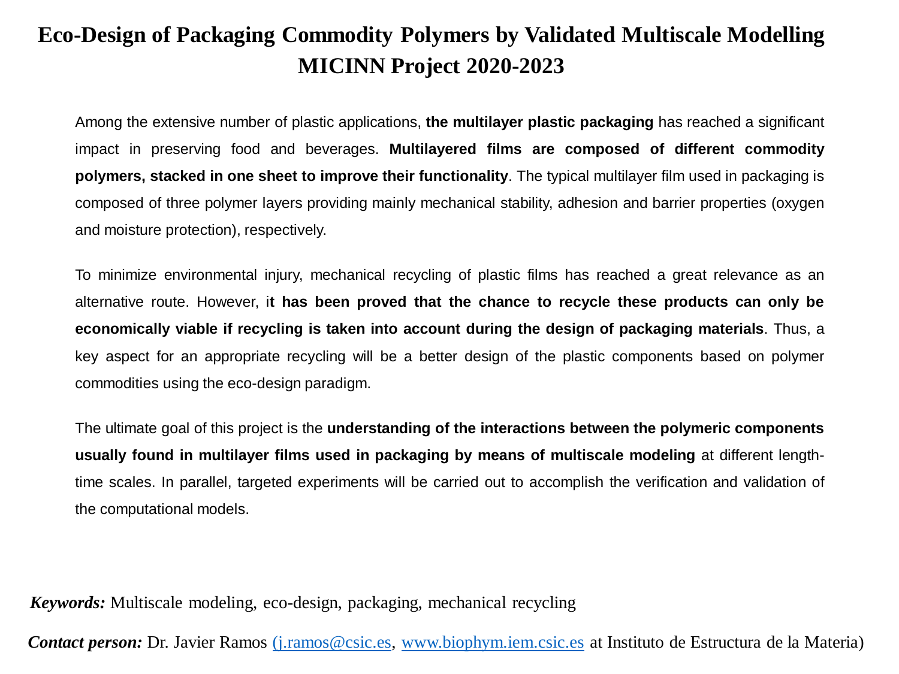# Eco-Design of Packaging Commodity Polymers by Validated Multiscale Modelling MICINN Project 2020-2023

Among the extensive number of plastic applications, **the multilayer plastic packaging** has reached a significant impact in preserving food and beverages. **Multilayered films are composed of different commodity polymers, stacked in one sheet to improve their functionality**. The typical multilayer film used in packaging is composed of three polymer layers providing mainly mechanical stability, adhesion and barrier properties (oxygen and moisture protection), respectively.

To minimize environmental injury, mechanical recycling of plastic films has reached a great relevance as an alternative route. However, i**t has been proved that the chance to recycle these products can only be economically viable if recycling is taken into account during the design of packaging materials**. Thus, a key aspect for an appropriate recycling will be a better design of the plastic components based on polymer commodities using the eco-design paradigm.

The ultimate goal of this project is the **understanding of the interactions between the polymeric components usually found in multilayer films used in packaging by means of multiscale modeling** at different length-time scales. In parallel, targeted experiments will be carried out to accomplish the verification and validation of the computational models.

***Keywords:*** Multiscale modeling, eco-design, packaging, mechanical recycling

***Contact person:*** Dr. Javier Ramos (j.ramos@csic.es, www.biophym.iem.csic.es at Instituto de Estructura de la Materia)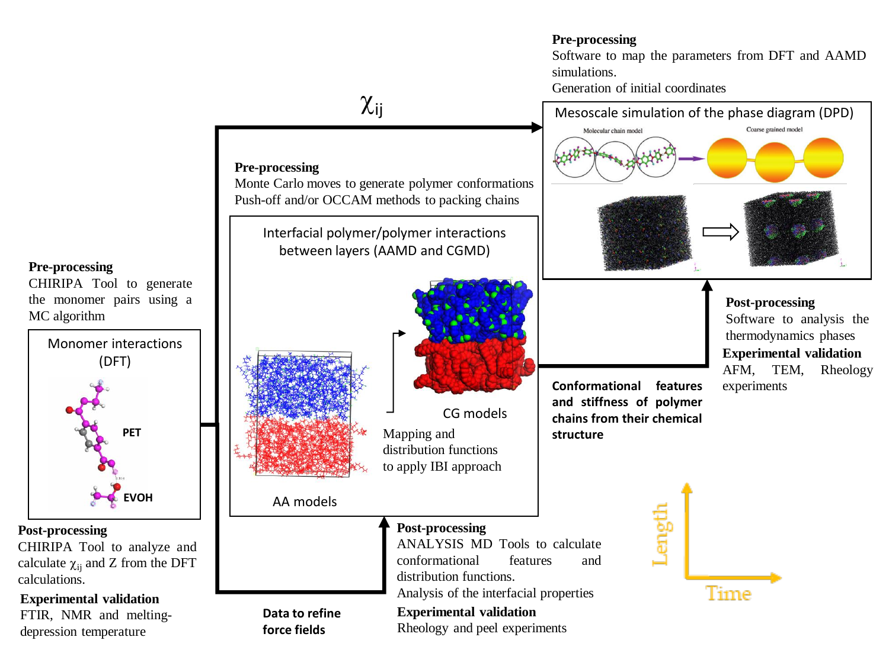**Pre-processing**
Software to map the parameters from DFT and AAMD simulations.
Generation of initial coordinates

$\chi_{ij}$

Mesoscale simulation of the phase diagram (DPD)

Molecular chain model

Coarse grained model

**Pre-processing**
Monte Carlo moves to generate polymer conformations
Push-off and/or OCCAM methods to packing chains

Interfacial polymer/polymer interactions between layers (AAMD and CGMD)

**Pre-processing**
CHIRIPA Tool to generate the monomer pairs using a MC algorithm

Monomer interactions (DFT)

PET

EVOH

CG models

Mapping and distribution functions to apply IBI approach

AA models

**Post-processing**
Software to analysis the thermodynamics phases

**Experimental validation**
AFM, TEM, Rheology experiments

**Conformational features and stiffness of polymer chains from their chemical structure**

**Post-processing**
CHIRIPA Tool to analyze and calculate $\chi_{ij}$ and Z from the DFT calculations.

**Experimental validation**
FTIR, NMR and melting-depression temperature

**Data to refine force fields**

**Post-processing**
ANALYSIS MD Tools to calculate conformational features and distribution functions.
Analysis of the interfacial properties

**Experimental validation**
Rheology and peel experiments

Length

Time